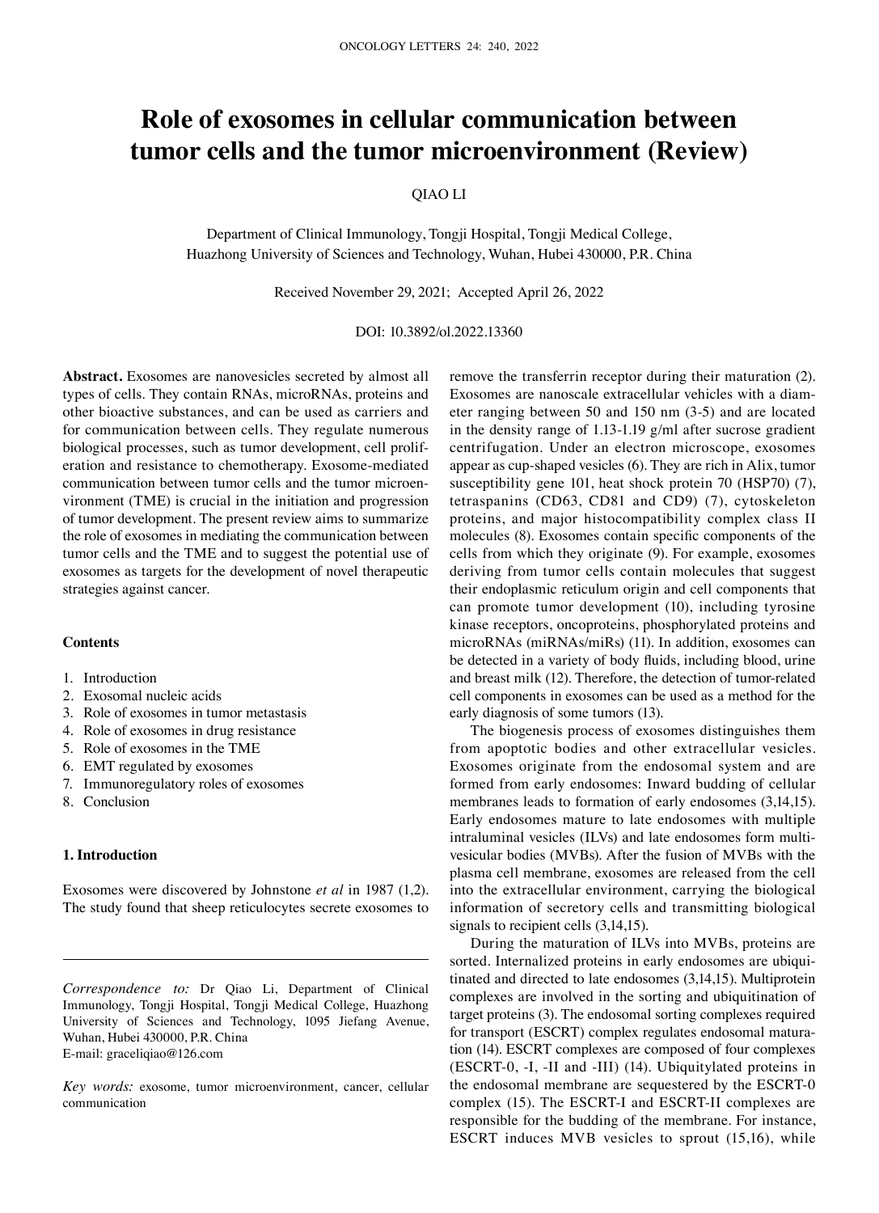# Role of exosomes in cellular communication between tumor cells and the tumor microenvironment (Review)

QIAO LI

Department of Clinical Immunology, Tongji Hospital, Tongji Medical College, Huazhong University of Sciences and Technology, Wuhan, Hubei 430000, P.R. China

Received November 29, 2021; Accepted April 26, 2022

DOI: 10.3892/ol.2022.13360

**Abstract.** Exosomes are nanovesicles secreted by almost all types of cells. They contain RNAs, microRNAs, proteins and other bioactive substances, and can be used as carriers and for communication between cells. They regulate numerous biological processes, such as tumor development, cell proliferation and resistance to chemotherapy. Exosome-mediated communication between tumor cells and the tumor microenvironment (TME) is crucial in the initiation and progression of tumor development. The present review aims to summarize the role of exosomes in mediating the communication between tumor cells and the TME and to suggest the potential use of exosomes as targets for the development of novel therapeutic strategies against cancer.

**Contents**

1. Introduction
2. Exosomal nucleic acids
3. Role of exosomes in tumor metastasis
4. Role of exosomes in drug resistance
5. Role of exosomes in the TME
6. EMT regulated by exosomes
7. Immunoregulatory roles of exosomes
8. Conclusion

## 1. Introduction

Exosomes were discovered by Johnstone *et al* in 1987 (1,2). The study found that sheep reticulocytes secrete exosomes to remove the transferrin receptor during their maturation (2). Exosomes are nanoscale extracellular vehicles with a diameter ranging between 50 and 150 nm (3-5) and are located in the density range of 1.13-1.19 g/ml after sucrose gradient centrifugation. Under an electron microscope, exosomes appear as cup-shaped vesicles (6). They are rich in Alix, tumor susceptibility gene 101, heat shock protein 70 (HSP70) (7), tetraspanins (CD63, CD81 and CD9) (7), cytoskeleton proteins, and major histocompatibility complex class II molecules (8). Exosomes contain specific components of the cells from which they originate (9). For example, exosomes deriving from tumor cells contain molecules that suggest their endoplasmic reticulum origin and cell components that can promote tumor development (10), including tyrosine kinase receptors, oncoproteins, phosphorylated proteins and microRNAs (miRNAs/miRs) (11). In addition, exosomes can be detected in a variety of body fluids, including blood, urine and breast milk (12). Therefore, the detection of tumor-related cell components in exosomes can be used as a method for the early diagnosis of some tumors (13).

The biogenesis process of exosomes distinguishes them from apoptotic bodies and other extracellular vesicles. Exosomes originate from the endosomal system and are formed from early endosomes: Inward budding of cellular membranes leads to formation of early endosomes (3,14,15). Early endosomes mature to late endosomes with multiple intraluminal vesicles (ILVs) and late endosomes form multivesicular bodies (MVBs). After the fusion of MVBs with the plasma cell membrane, exosomes are released from the cell into the extracellular environment, carrying the biological information of secretory cells and transmitting biological signals to recipient cells (3,14,15).

During the maturation of ILVs into MVBs, proteins are sorted. Internalized proteins in early endosomes are ubiquitinated and directed to late endosomes (3,14,15). Multiprotein complexes are involved in the sorting and ubiquitination of target proteins (3). The endosomal sorting complexes required for transport (ESCRT) complex regulates endosomal maturation (14). ESCRT complexes are composed of four complexes (ESCRT-0, -I, -II and -III) (14). Ubiquitylated proteins in the endosomal membrane are sequestered by the ESCRT-0 complex (15). The ESCRT-I and ESCRT-II complexes are responsible for the budding of the membrane. For instance, ESCRT induces MVB vesicles to sprout (15,16), while

*Correspondence to:* Dr Qiao Li, Department of Clinical Immunology, Tongji Hospital, Tongji Medical College, Huazhong University of Sciences and Technology, 1095 Jiefang Avenue, Wuhan, Hubei 430000, P.R. China
E-mail: graceliqiao@126.com

*Key words:* exosome, tumor microenvironment, cancer, cellular communication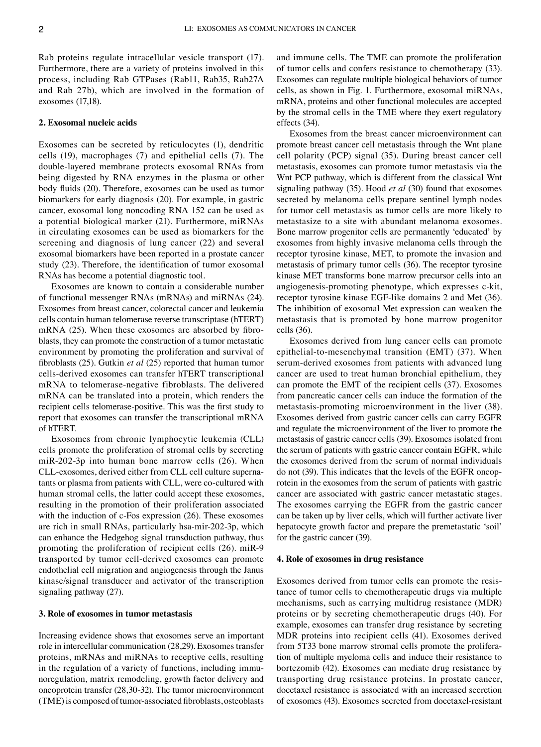Rab proteins regulate intracellular vesicle transport (17). Furthermore, there are a variety of proteins involved in this process, including Rab GTPases (Rab11, Rab35, Rab27A and Rab 27b), which are involved in the formation of exosomes (17,18).

## 2. Exosomal nucleic acids

Exosomes can be secreted by reticulocytes (1), dendritic cells (19), macrophages (7) and epithelial cells (7). The double-layered membrane protects exosomal RNAs from being digested by RNA enzymes in the plasma or other body fluids (20). Therefore, exosomes can be used as tumor biomarkers for early diagnosis (20). For example, in gastric cancer, exosomal long noncoding RNA 152 can be used as a potential biological marker (21). Furthermore, miRNAs in circulating exosomes can be used as biomarkers for the screening and diagnosis of lung cancer (22) and several exosomal biomarkers have been reported in a prostate cancer study (23). Therefore, the identification of tumor exosomal RNAs has become a potential diagnostic tool.

Exosomes are known to contain a considerable number of functional messenger RNAs (mRNAs) and miRNAs (24). Exosomes from breast cancer, colorectal cancer and leukemia cells contain human telomerase reverse transcriptase (hTERT) mRNA (25). When these exosomes are absorbed by fibroblasts, they can promote the construction of a tumor metastatic environment by promoting the proliferation and survival of fibroblasts (25). Gutkin *et al* (25) reported that human tumor cells-derived exosomes can transfer hTERT transcriptional mRNA to telomerase-negative fibroblasts. The delivered mRNA can be translated into a protein, which renders the recipient cells telomerase-positive. This was the first study to report that exosomes can transfer the transcriptional mRNA of hTERT.

Exosomes from chronic lymphocytic leukemia (CLL) cells promote the proliferation of stromal cells by secreting miR-202-3p into human bone marrow cells (26). When CLL-exosomes, derived either from CLL cell culture supernatants or plasma from patients with CLL, were co-cultured with human stromal cells, the latter could accept these exosomes, resulting in the promotion of their proliferation associated with the induction of c-Fos expression (26). These exosomes are rich in small RNAs, particularly hsa-mir-202-3p, which can enhance the Hedgehog signal transduction pathway, thus promoting the proliferation of recipient cells (26). miR-9 transported by tumor cell-derived exosomes can promote endothelial cell migration and angiogenesis through the Janus kinase/signal transducer and activator of the transcription signaling pathway (27).

## 3. Role of exosomes in tumor metastasis

Increasing evidence shows that exosomes serve an important role in intercellular communication (28,29). Exosomes transfer proteins, mRNAs and miRNAs to receptive cells, resulting in the regulation of a variety of functions, including immunoregulation, matrix remodeling, growth factor delivery and oncoprotein transfer (28,30-32). The tumor microenvironment (TME) is composed of tumor-associated fibroblasts, osteoblasts and immune cells. The TME can promote the proliferation of tumor cells and confers resistance to chemotherapy (33). Exosomes can regulate multiple biological behaviors of tumor cells, as shown in Fig. 1. Furthermore, exosomal miRNAs, mRNA, proteins and other functional molecules are accepted by the stromal cells in the TME where they exert regulatory effects (34).

Exosomes from the breast cancer microenvironment can promote breast cancer cell metastasis through the Wnt plane cell polarity (PCP) signal (35). During breast cancer cell metastasis, exosomes can promote tumor metastasis via the Wnt PCP pathway, which is different from the classical Wnt signaling pathway (35). Hood *et al* (30) found that exosomes secreted by melanoma cells prepare sentinel lymph nodes for tumor cell metastasis as tumor cells are more likely to metastasize to a site with abundant melanoma exosomes. Bone marrow progenitor cells are permanently 'educated' by exosomes from highly invasive melanoma cells through the receptor tyrosine kinase, MET, to promote the invasion and metastasis of primary tumor cells (36). The receptor tyrosine kinase MET transforms bone marrow precursor cells into an angiogenesis-promoting phenotype, which expresses c-kit, receptor tyrosine kinase EGF-like domains 2 and Met (36). The inhibition of exosomal Met expression can weaken the metastasis that is promoted by bone marrow progenitor cells (36).

Exosomes derived from lung cancer cells can promote epithelial-to-mesenchymal transition (EMT) (37). When serum-derived exosomes from patients with advanced lung cancer are used to treat human bronchial epithelium, they can promote the EMT of the recipient cells (37). Exosomes from pancreatic cancer cells can induce the formation of the metastasis-promoting microenvironment in the liver (38). Exosomes derived from gastric cancer cells can carry EGFR and regulate the microenvironment of the liver to promote the metastasis of gastric cancer cells (39). Exosomes isolated from the serum of patients with gastric cancer contain EGFR, while the exosomes derived from the serum of normal individuals do not (39). This indicates that the levels of the EGFR oncoprotein in the exosomes from the serum of patients with gastric cancer are associated with gastric cancer metastatic stages. The exosomes carrying the EGFR from the gastric cancer can be taken up by liver cells, which will further activate liver hepatocyte growth factor and prepare the premetastatic 'soil' for the gastric cancer (39).

## 4. Role of exosomes in drug resistance

Exosomes derived from tumor cells can promote the resistance of tumor cells to chemotherapeutic drugs via multiple mechanisms, such as carrying multidrug resistance (MDR) proteins or by secreting chemotherapeutic drugs (40). For example, exosomes can transfer drug resistance by secreting MDR proteins into recipient cells (41). Exosomes derived from 5T33 bone marrow stromal cells promote the proliferation of multiple myeloma cells and induce their resistance to bortezomib (42). Exosomes can mediate drug resistance by transporting drug resistance proteins. In prostate cancer, docetaxel resistance is associated with an increased secretion of exosomes (43). Exosomes secreted from docetaxel-resistant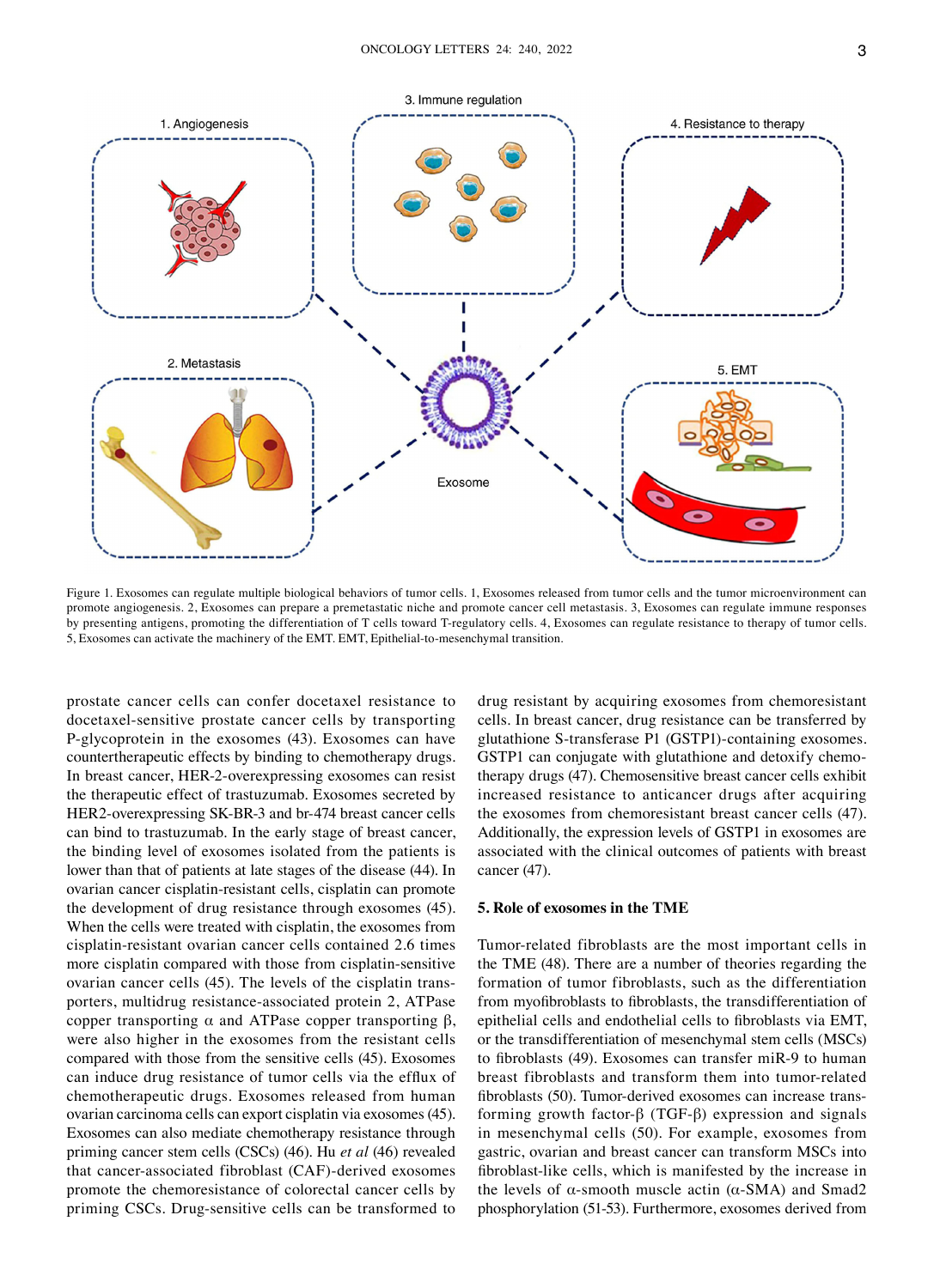Figure 1. Exosomes can regulate multiple biological behaviors of tumor cells. 1, Exosomes released from tumor cells and the tumor microenvironment can promote angiogenesis. 2, Exosomes can prepare a premetastatic niche and promote cancer cell metastasis. 3, Exosomes can regulate immune responses by presenting antigens, promoting the differentiation of T cells toward T-regulatory cells. 4, Exosomes can regulate resistance to therapy of tumor cells. 5, Exosomes can activate the machinery of the EMT. EMT, Epithelial-to-mesenchymal transition.

prostate cancer cells can confer docetaxel resistance to docetaxel-sensitive prostate cancer cells by transporting P-glycoprotein in the exosomes (43). Exosomes can have countertherapeutic effects by binding to chemotherapy drugs. In breast cancer, HER-2-overexpressing exosomes can resist the therapeutic effect of trastuzumab. Exosomes secreted by HER2-overexpressing SK-BR-3 and br-474 breast cancer cells can bind to trastuzumab. In the early stage of breast cancer, the binding level of exosomes isolated from the patients is lower than that of patients at late stages of the disease (44). In ovarian cancer cisplatin-resistant cells, cisplatin can promote the development of drug resistance through exosomes (45). When the cells were treated with cisplatin, the exosomes from cisplatin-resistant ovarian cancer cells contained 2.6 times more cisplatin compared with those from cisplatin-sensitive ovarian cancer cells (45). The levels of the cisplatin transporters, multidrug resistance-associated protein 2, ATPase copper transporting α and ATPase copper transporting β, were also higher in the exosomes from the resistant cells compared with those from the sensitive cells (45). Exosomes can induce drug resistance of tumor cells via the efflux of chemotherapeutic drugs. Exosomes released from human ovarian carcinoma cells can export cisplatin via exosomes (45). Exosomes can also mediate chemotherapy resistance through priming cancer stem cells (CSCs) (46). Hu *et al* (46) revealed that cancer-associated fibroblast (CAF)-derived exosomes promote the chemoresistance of colorectal cancer cells by priming CSCs. Drug-sensitive cells can be transformed to drug resistant by acquiring exosomes from chemoresistant cells. In breast cancer, drug resistance can be transferred by glutathione S-transferase P1 (GSTP1)-containing exosomes. GSTP1 can conjugate with glutathione and detoxify chemotherapy drugs (47). Chemosensitive breast cancer cells exhibit increased resistance to anticancer drugs after acquiring the exosomes from chemoresistant breast cancer cells (47). Additionally, the expression levels of GSTP1 in exosomes are associated with the clinical outcomes of patients with breast cancer (47).

## 5. Role of exosomes in the TME

Tumor-related fibroblasts are the most important cells in the TME (48). There are a number of theories regarding the formation of tumor fibroblasts, such as the differentiation from myofibroblasts to fibroblasts, the transdifferentiation of epithelial cells and endothelial cells to fibroblasts via EMT, or the transdifferentiation of mesenchymal stem cells (MSCs) to fibroblasts (49). Exosomes can transfer miR-9 to human breast fibroblasts and transform them into tumor-related fibroblasts (50). Tumor-derived exosomes can increase transforming growth factor-β (TGF-β) expression and signals in mesenchymal cells (50). For example, exosomes from gastric, ovarian and breast cancer can transform MSCs into fibroblast-like cells, which is manifested by the increase in the levels of α-smooth muscle actin (α-SMA) and Smad2 phosphorylation (51-53). Furthermore, exosomes derived from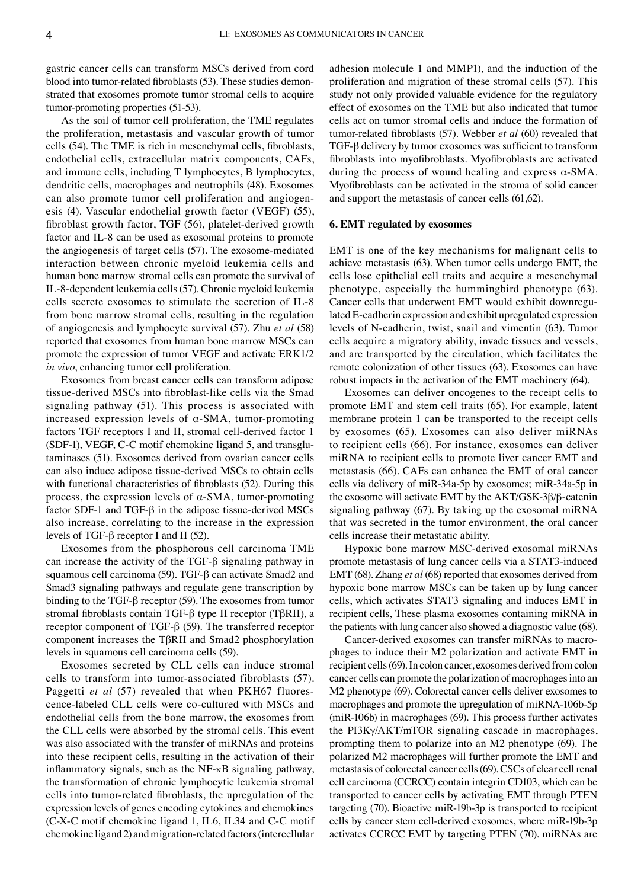gastric cancer cells can transform MSCs derived from cord blood into tumor-related fibroblasts (53). These studies demonstrated that exosomes promote tumor stromal cells to acquire tumor-promoting properties (51-53).

As the soil of tumor cell proliferation, the TME regulates the proliferation, metastasis and vascular growth of tumor cells (54). The TME is rich in mesenchymal cells, fibroblasts, endothelial cells, extracellular matrix components, CAFs, and immune cells, including T lymphocytes, B lymphocytes, dendritic cells, macrophages and neutrophils (48). Exosomes can also promote tumor cell proliferation and angiogenesis (4). Vascular endothelial growth factor (VEGF) (55), fibroblast growth factor, TGF (56), platelet-derived growth factor and IL-8 can be used as exosomal proteins to promote the angiogenesis of target cells (57). The exosome-mediated interaction between chronic myeloid leukemia cells and human bone marrow stromal cells can promote the survival of IL-8-dependent leukemia cells (57). Chronic myeloid leukemia cells secrete exosomes to stimulate the secretion of IL-8 from bone marrow stromal cells, resulting in the regulation of angiogenesis and lymphocyte survival (57). Zhu *et al* (58) reported that exosomes from human bone marrow MSCs can promote the expression of tumor VEGF and activate ERK1/2 *in vivo*, enhancing tumor cell proliferation.

Exosomes from breast cancer cells can transform adipose tissue-derived MSCs into fibroblast-like cells via the Smad signaling pathway (51). This process is associated with increased expression levels of α-SMA, tumor-promoting factors TGF receptors I and II, stromal cell-derived factor 1 (SDF-1), VEGF, C-C motif chemokine ligand 5, and transglutaminases (51). Exosomes derived from ovarian cancer cells can also induce adipose tissue-derived MSCs to obtain cells with functional characteristics of fibroblasts (52). During this process, the expression levels of α-SMA, tumor-promoting factor SDF-1 and TGF-β in the adipose tissue-derived MSCs also increase, correlating to the increase in the expression levels of TGF-β receptor I and II (52).

Exosomes from the phosphorous cell carcinoma TME can increase the activity of the TGF-β signaling pathway in squamous cell carcinoma (59). TGF-β can activate Smad2 and Smad3 signaling pathways and regulate gene transcription by binding to the TGF-β receptor (59). The exosomes from tumor stromal fibroblasts contain TGF-β type II receptor (TβRII), a receptor component of TGF-β (59). The transferred receptor component increases the TβRII and Smad2 phosphorylation levels in squamous cell carcinoma cells (59).

Exosomes secreted by CLL cells can induce stromal cells to transform into tumor-associated fibroblasts (57). Paggetti *et al* (57) revealed that when PKH67 fluorescence-labeled CLL cells were co-cultured with MSCs and endothelial cells from the bone marrow, the exosomes from the CLL cells were absorbed by the stromal cells. This event was also associated with the transfer of miRNAs and proteins into these recipient cells, resulting in the activation of their inflammatory signals, such as the NF-κB signaling pathway, the transformation of chronic lymphocytic leukemia stromal cells into tumor-related fibroblasts, the upregulation of the expression levels of genes encoding cytokines and chemokines (C-X-C motif chemokine ligand 1, IL6, IL34 and C-C motif chemokine ligand 2) and migration-related factors (intercellular adhesion molecule 1 and MMP1), and the induction of the proliferation and migration of these stromal cells (57). This study not only provided valuable evidence for the regulatory effect of exosomes on the TME but also indicated that tumor cells act on tumor stromal cells and induce the formation of tumor-related fibroblasts (57). Webber *et al* (60) revealed that TGF-β delivery by tumor exosomes was sufficient to transform fibroblasts into myofibroblasts. Myofibroblasts are activated during the process of wound healing and express α-SMA. Myofibroblasts can be activated in the stroma of solid cancer and support the metastasis of cancer cells (61,62).

## 6. EMT regulated by exosomes

EMT is one of the key mechanisms for malignant cells to achieve metastasis (63). When tumor cells undergo EMT, the cells lose epithelial cell traits and acquire a mesenchymal phenotype, especially the hummingbird phenotype (63). Cancer cells that underwent EMT would exhibit downregulated E-cadherin expression and exhibit upregulated expression levels of N-cadherin, twist, snail and vimentin (63). Tumor cells acquire a migratory ability, invade tissues and vessels, and are transported by the circulation, which facilitates the remote colonization of other tissues (63). Exosomes can have robust impacts in the activation of the EMT machinery (64).

Exosomes can deliver oncogenes to the receipt cells to promote EMT and stem cell traits (65). For example, latent membrane protein 1 can be transported to the receipt cells by exosomes (65). Exosomes can also deliver miRNAs to recipient cells (66). For instance, exosomes can deliver miRNA to recipient cells to promote liver cancer EMT and metastasis (66). CAFs can enhance the EMT of oral cancer cells via delivery of miR-34a-5p by exosomes; miR-34a-5p in the exosome will activate EMT by the AKT/GSK-3β/β-catenin signaling pathway (67). By taking up the exosomal miRNA that was secreted in the tumor environment, the oral cancer cells increase their metastatic ability.

Hypoxic bone marrow MSC-derived exosomal miRNAs promote metastasis of lung cancer cells via a STAT3-induced EMT (68). Zhang *et al* (68) reported that exosomes derived from hypoxic bone marrow MSCs can be taken up by lung cancer cells, which activates STAT3 signaling and induces EMT in recipient cells, These plasma exosomes containing miRNA in the patients with lung cancer also showed a diagnostic value (68).

Cancer-derived exosomes can transfer miRNAs to macrophages to induce their M2 polarization and activate EMT in recipient cells (69). In colon cancer, exosomes derived from colon cancer cells can promote the polarization of macrophages into an M2 phenotype (69). Colorectal cancer cells deliver exosomes to macrophages and promote the upregulation of miRNA-106b-5p (miR-106b) in macrophages (69). This process further activates the PI3Kγ/AKT/mTOR signaling cascade in macrophages, prompting them to polarize into an M2 phenotype (69). The polarized M2 macrophages will further promote the EMT and metastasis of colorectal cancer cells (69). CSCs of clear cell renal cell carcinoma (CCRCC) contain integrin CD103, which can be transported to cancer cells by activating EMT through PTEN targeting (70). Bioactive miR-19b-3p is transported to recipient cells by cancer stem cell-derived exosomes, where miR-19b-3p activates CCRCC EMT by targeting PTEN (70). miRNAs are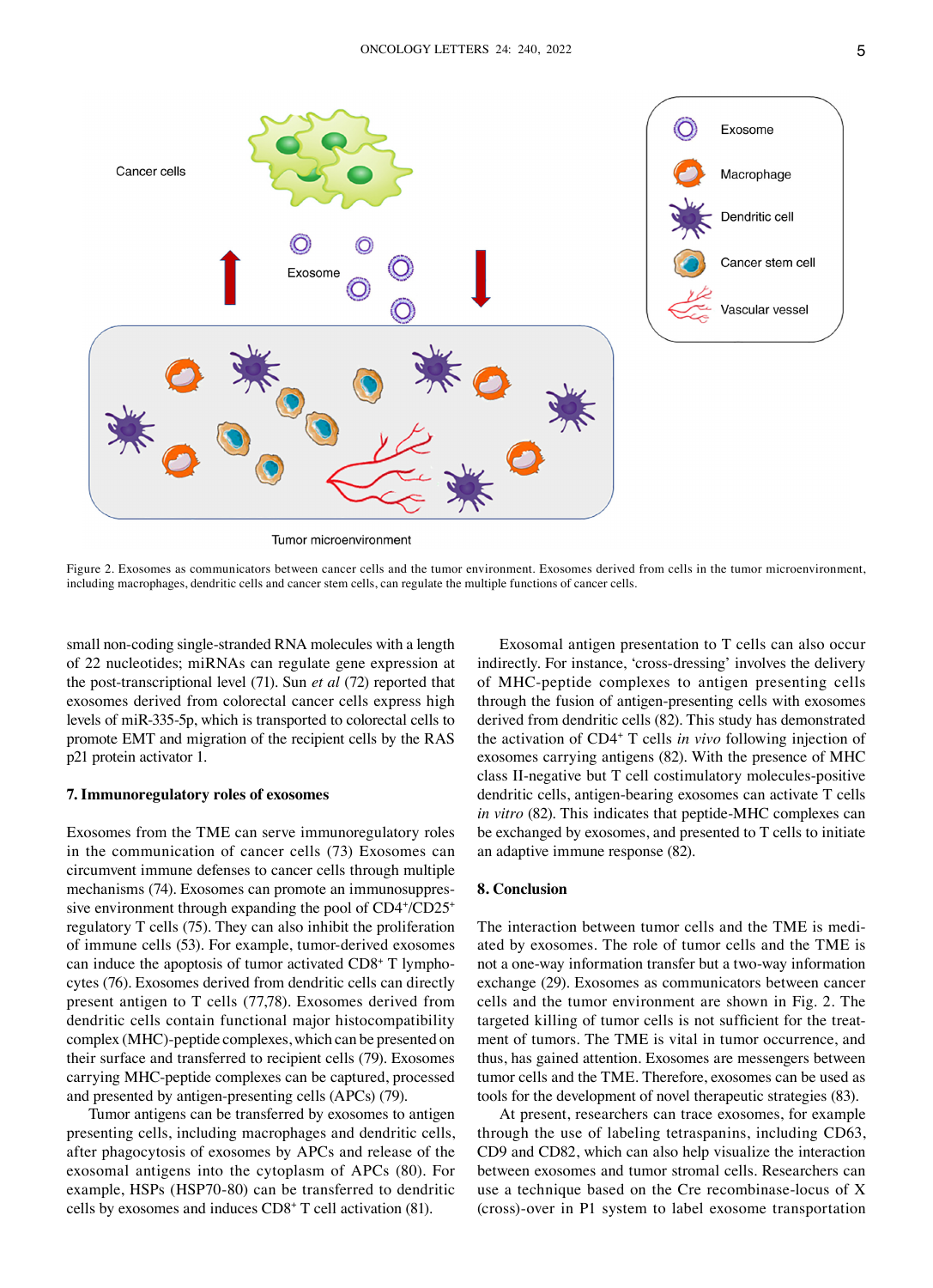Figure 2. Exosomes as communicators between cancer cells and the tumor environment. Exosomes derived from cells in the tumor microenvironment, including macrophages, dendritic cells and cancer stem cells, can regulate the multiple functions of cancer cells.

small non-coding single-stranded RNA molecules with a length of 22 nucleotides; miRNAs can regulate gene expression at the post-transcriptional level (71). Sun *et al* (72) reported that exosomes derived from colorectal cancer cells express high levels of miR-335-5p, which is transported to colorectal cells to promote EMT and migration of the recipient cells by the RAS p21 protein activator 1.

## 7. Immunoregulatory roles of exosomes

Exosomes from the TME can serve immunoregulatory roles in the communication of cancer cells (73) Exosomes can circumvent immune defenses to cancer cells through multiple mechanisms (74). Exosomes can promote an immunosuppressive environment through expanding the pool of $CD4^+/CD25^+$ regulatory T cells (75). They can also inhibit the proliferation of immune cells (53). For example, tumor-derived exosomes can induce the apoptosis of tumor activated $CD8^+$ T lymphocytes (76). Exosomes derived from dendritic cells can directly present antigen to T cells (77,78). Exosomes derived from dendritic cells contain functional major histocompatibility complex (MHC)-peptide complexes, which can be presented on their surface and transferred to recipient cells (79). Exosomes carrying MHC-peptide complexes can be captured, processed and presented by antigen-presenting cells (APCs) (79).

Tumor antigens can be transferred by exosomes to antigen presenting cells, including macrophages and dendritic cells, after phagocytosis of exosomes by APCs and release of the exosomal antigens into the cytoplasm of APCs (80). For example, HSPs (HSP70-80) can be transferred to dendritic cells by exosomes and induces $CD8^+$ T cell activation (81).

Exosomal antigen presentation to T cells can also occur indirectly. For instance, 'cross-dressing' involves the delivery of MHC-peptide complexes to antigen presenting cells through the fusion of antigen-presenting cells with exosomes derived from dendritic cells (82). This study has demonstrated the activation of $CD4^+$ T cells *in vivo* following injection of exosomes carrying antigens (82). With the presence of MHC class II-negative but T cell costimulatory molecules-positive dendritic cells, antigen-bearing exosomes can activate T cells *in vitro* (82). This indicates that peptide-MHC complexes can be exchanged by exosomes, and presented to T cells to initiate an adaptive immune response (82).

## 8. Conclusion

The interaction between tumor cells and the TME is mediated by exosomes. The role of tumor cells and the TME is not a one-way information transfer but a two-way information exchange (29). Exosomes as communicators between cancer cells and the tumor environment are shown in Fig. 2. The targeted killing of tumor cells is not sufficient for the treatment of tumors. The TME is vital in tumor occurrence, and thus, has gained attention. Exosomes are messengers between tumor cells and the TME. Therefore, exosomes can be used as tools for the development of novel therapeutic strategies (83).

At present, researchers can trace exosomes, for example through the use of labeling tetraspanins, including CD63, CD9 and CD82, which can also help visualize the interaction between exosomes and tumor stromal cells. Researchers can use a technique based on the Cre recombinase-locus of X (cross)-over in P1 system to label exosome transportation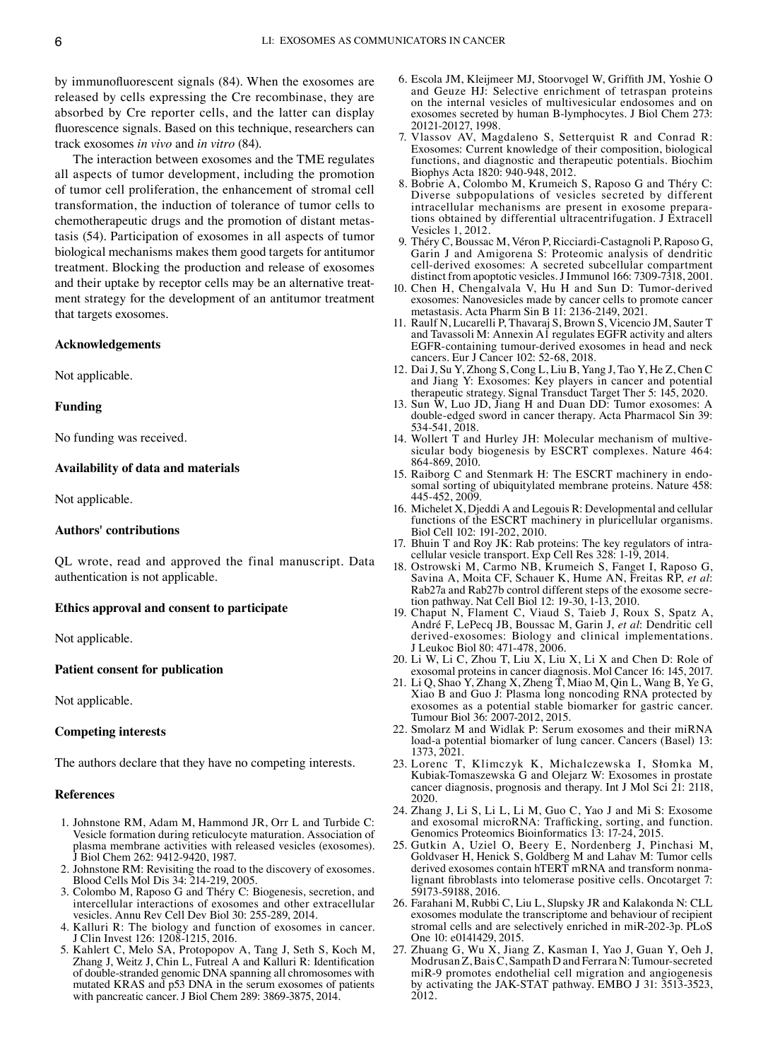by immunofluorescent signals (84). When the exosomes are released by cells expressing the Cre recombinase, they are absorbed by Cre reporter cells, and the latter can display fluorescence signals. Based on this technique, researchers can track exosomes *in vivo* and *in vitro* (84).

The interaction between exosomes and the TME regulates all aspects of tumor development, including the promotion of tumor cell proliferation, the enhancement of stromal cell transformation, the induction of tolerance of tumor cells to chemotherapeutic drugs and the promotion of distant metastasis (54). Participation of exosomes in all aspects of tumor biological mechanisms makes them good targets for antitumor treatment. Blocking the production and release of exosomes and their uptake by receptor cells may be an alternative treatment strategy for the development of an antitumor treatment that targets exosomes.

## Acknowledgements

Not applicable.

## Funding

No funding was received.

## Availability of data and materials

Not applicable.

## Authors' contributions

QL wrote, read and approved the final manuscript. Data authentication is not applicable.

## Ethics approval and consent to participate

Not applicable.

## Patient consent for publication

Not applicable.

## Competing interests

The authors declare that they have no competing interests.

## References

1. Johnstone RM, Adam M, Hammond JR, Orr L and Turbide C: Vesicle formation during reticulocyte maturation. Association of plasma membrane activities with released vesicles (exosomes). J Biol Chem 262: 9412-9420, 1987.
2. Johnstone RM: Revisiting the road to the discovery of exosomes. Blood Cells Mol Dis 34: 214-219, 2005.
3. Colombo M, Raposo G and Théry C: Biogenesis, secretion, and intercellular interactions of exosomes and other extracellular vesicles. Annu Rev Cell Dev Biol 30: 255-289, 2014.
4. Kalluri R: The biology and function of exosomes in cancer. J Clin Invest 126: 1208-1215, 2016.
5. Kahlert C, Melo SA, Protopopov A, Tang J, Seth S, Koch M, Zhang J, Weitz J, Chin L, Futreal A and Kalluri R: Identification of double-stranded genomic DNA spanning all chromosomes with mutated KRAS and p53 DNA in the serum exosomes of patients with pancreatic cancer. J Biol Chem 289: 3869-3875, 2014.
6. Escola JM, Kleijmeer MJ, Stoorvogel W, Griffith JM, Yoshie O and Geuze HJ: Selective enrichment of tetraspan proteins on the internal vesicles of multivesicular endosomes and on exosomes secreted by human B-lymphocytes. J Biol Chem 273: 20121-20127, 1998.
7. Vlassov AV, Magdaleno S, Setterquist R and Conrad R: Exosomes: Current knowledge of their composition, biological functions, and diagnostic and therapeutic potentials. Biochim Biophys Acta 1820: 940-948, 2012.
8. Bobrie A, Colombo M, Krumeich S, Raposo G and Théry C: Diverse subpopulations of vesicles secreted by different intracellular mechanisms are present in exosome preparations obtained by differential ultracentrifugation. J Extracell Vesicles 1, 2012.
9. Théry C, Boussac M, Véron P, Ricciardi-Castagnoli P, Raposo G, Garin J and Amigorena S: Proteomic analysis of dendritic cell-derived exosomes: A secreted subcellular compartment distinct from apoptotic vesicles. J Immunol 166: 7309-7318, 2001.
10. Chen H, Chengalvala V, Hu H and Sun D: Tumor-derived exosomes: Nanovesicles made by cancer cells to promote cancer metastasis. Acta Pharm Sin B 11: 2136-2149, 2021.
11. Raulf N, Lucarelli P, Thavaraj S, Brown S, Vicencio JM, Sauter T and Tavassoli M: Annexin A1 regulates EGFR activity and alters EGFR-containing tumour-derived exosomes in head and neck cancers. Eur J Cancer 102: 52-68, 2018.
12. Dai J, Su Y, Zhong S, Cong L, Liu B, Yang J, Tao Y, He Z, Chen C and Jiang Y: Exosomes: Key players in cancer and potential therapeutic strategy. Signal Transduct Target Ther 5: 145, 2020.
13. Sun W, Luo JD, Jiang H and Duan DD: Tumor exosomes: A double-edged sword in cancer therapy. Acta Pharmacol Sin 39: 534-541, 2018.
14. Wollert T and Hurley JH: Molecular mechanism of multivesicular body biogenesis by ESCRT complexes. Nature 464: 864-869, 2010.
15. Raiborg C and Stenmark H: The ESCRT machinery in endosomal sorting of ubiquitylated membrane proteins. Nature 458: 445-452, 2009.
16. Michelet X, Djeddi A and Legouis R: Developmental and cellular functions of the ESCRT machinery in pluricellular organisms. Biol Cell 102: 191-202, 2010.
17. Bhuin T and Roy JK: Rab proteins: The key regulators of intracellular vesicle transport. Exp Cell Res 328: 1-19, 2014.
18. Ostrowski M, Carmo NB, Krumeich S, Fanget I, Raposo G, Savina A, Moita CF, Schauer K, Hume AN, Freitas RP, *et al*: Rab27a and Rab27b control different steps of the exosome secretion pathway. Nat Cell Biol 12: 19-30, 1-13, 2010.
19. Chaput N, Flament C, Viaud S, Taieb J, Roux S, Spatz A, André F, LePecq JB, Boussac M, Garin J, *et al*: Dendritic cell derived-exosomes: Biology and clinical implementations. J Leukoc Biol 80: 471-478, 2006.
20. Li W, Li C, Zhou T, Liu X, Liu X, Li X and Chen D: Role of exosomal proteins in cancer diagnosis. Mol Cancer 16: 145, 2017.
21. Li Q, Shao Y, Zhang X, Zheng T, Miao M, Qin L, Wang B, Ye G, Xiao B and Guo J: Plasma long noncoding RNA protected by exosomes as a potential stable biomarker for gastric cancer. Tumour Biol 36: 2007-2012, 2015.
22. Smolarz M and Widlak P: Serum exosomes and their miRNA load-a potential biomarker of lung cancer. Cancers (Basel) 13: 1373, 2021.
23. Lorenc T, Klimczyk K, Michalczewska I, Słomka M, Kubiak-Tomaszewska G and Olejarz W: Exosomes in prostate cancer diagnosis, prognosis and therapy. Int J Mol Sci 21: 2118, 2020.
24. Zhang J, Li S, Li L, Li M, Guo C, Yao J and Mi S: Exosome and exosomal microRNA: Trafficking, sorting, and function. Genomics Proteomics Bioinformatics 13: 17-24, 2015.
25. Gutkin A, Uziel O, Beery E, Nordenberg J, Pinchasi M, Goldvaser H, Henick S, Goldberg M and Lahav M: Tumor cells derived exosomes contain hTERT mRNA and transform nonmalignant fibroblasts into telomerase positive cells. Oncotarget 7: 59173-59188, 2016.
26. Farahani M, Rubbi C, Liu L, Slupsky JR and Kalakonda N: CLL exosomes modulate the transcriptome and behaviour of recipient stromal cells and are selectively enriched in miR-202-3p. PLoS One 10: e0141429, 2015.
27. Zhuang G, Wu X, Jiang Z, Kasman I, Yao J, Guan Y, Oeh J, Modrusan Z, Bais C, Sampath D and Ferrara N: Tumour-secreted miR-9 promotes endothelial cell migration and angiogenesis by activating the JAK-STAT pathway. EMBO J 31: 3513-3523, 2012.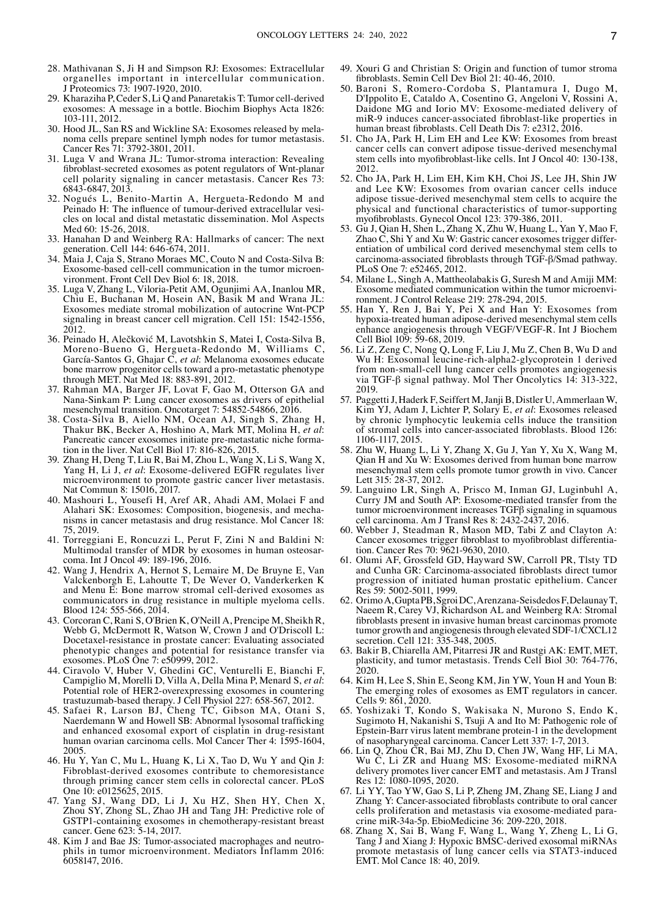28. Mathivanan S, Ji H and Simpson RJ: Exosomes: Extracellular organelles important in intercellular communication. J Proteomics 73: 1907-1920, 2010.
29. Kharaziha P, Ceder S, Li Q and Panaretakis T: Tumor cell-derived exosomes: A message in a bottle. Biochim Biophys Acta 1826: 103-111, 2012.
30. Hood JL, San RS and Wickline SA: Exosomes released by melanoma cells prepare sentinel lymph nodes for tumor metastasis. Cancer Res 71: 3792-3801, 2011.
31. Luga V and Wrana JL: Tumor-stroma interaction: Revealing fibroblast-secreted exosomes as potent regulators of Wnt-planar cell polarity signaling in cancer metastasis. Cancer Res 73: 6843-6847, 2013.
32. Nogués L, Benito-Martin A, Hergueta-Redondo M and Peinado H: The influence of tumour-derived extracellular vesicles on local and distal metastatic dissemination. Mol Aspects Med 60: 15-26, 2018.
33. Hanahan D and Weinberg RA: Hallmarks of cancer: The next generation. Cell 144: 646-674, 2011.
34. Maia J, Caja S, Strano Moraes MC, Couto N and Costa-Silva B: Exosome-based cell-cell communication in the tumor microenvironment. Front Cell Dev Biol 6: 18, 2018.
35. Luga V, Zhang L, Viloria-Petit AM, Ogunjimi AA, Inanlou MR, Chiu E, Buchanan M, Hosein AN, Basik M and Wrana JL: Exosomes mediate stromal mobilization of autocrine Wnt-PCP signaling in breast cancer cell migration. Cell 151: 1542-1556, 2012.
36. Peinado H, Alečković M, Lavotshkin S, Matei I, Costa-Silva B, Moreno-Bueno G, Hergueta-Redondo M, Williams C, García-Santos G, Ghajar C, *et al*: Melanoma exosomes educate bone marrow progenitor cells toward a pro-metastatic phenotype through MET. Nat Med 18: 883-891, 2012.
37. Rahman MA, Barger JF, Lovat F, Gao M, Otterson GA and Nana-Sinkam P: Lung cancer exosomes as drivers of epithelial mesenchymal transition. Oncotarget 7: 54852-54866, 2016.
38. Costa-Silva B, Aiello NM, Ocean AJ, Singh S, Zhang H, Thakur BK, Becker A, Hoshino A, Mark MT, Molina H, *et al*: Pancreatic cancer exosomes initiate pre-metastatic niche formation in the liver. Nat Cell Biol 17: 816-826, 2015.
39. Zhang H, Deng T, Liu R, Bai M, Zhou L, Wang X, Li S, Wang X, Yang H, Li J, *et al*: Exosome-delivered EGFR regulates liver microenvironment to promote gastric cancer liver metastasis. Nat Commun 8: 15016, 2017.
40. Mashouri L, Yousefi H, Aref AR, Ahadi AM, Molaei F and Alahari SK: Exosomes: Composition, biogenesis, and mechanisms in cancer metastasis and drug resistance. Mol Cancer 18: 75, 2019.
41. Torreggiani E, Roncuzzi L, Perut F, Zini N and Baldini N: Multimodal transfer of MDR by exosomes in human osteosarcoma. Int J Oncol 49: 189-196, 2016.
42. Wang J, Hendrix A, Hernot S, Lemaire M, De Bruyne E, Van Valckenborgh E, Lahoutte T, De Wever O, Vanderkerken K and Menu E: Bone marrow stromal cell-derived exosomes as communicators in drug resistance in multiple myeloma cells. Blood 124: 555-566, 2014.
43. Corcoran C, Rani S, O'Brien K, O'Neill A, Prencipe M, Sheikh R, Webb G, McDermott R, Watson W, Crown J and O'Driscoll L: Docetaxel-resistance in prostate cancer: Evaluating associated phenotypic changes and potential for resistance transfer via exosomes. PLoS One 7: e50999, 2012.
44. Ciravolo V, Huber V, Ghedini GC, Venturelli E, Bianchi F, Campiglio M, Morelli D, Villa A, Della Mina P, Menard S, *et al*: Potential role of HER2-overexpressing exosomes in countering trastuzumab-based therapy. J Cell Physiol 227: 658-567, 2012.
45. Safaei R, Larson BJ, Cheng TC, Gibson MA, Otani S, Naerdemann W and Howell SB: Abnormal lysosomal trafficking and enhanced exosomal export of cisplatin in drug-resistant human ovarian carcinoma cells. Mol Cancer Ther 4: 1595-1604, 2005.
46. Hu Y, Yan C, Mu L, Huang K, Li X, Tao D, Wu Y and Qin J: Fibroblast-derived exosomes contribute to chemoresistance through priming cancer stem cells in colorectal cancer. PLoS One 10: e0125625, 2015.
47. Yang SJ, Wang DD, Li J, Xu HZ, Shen HY, Chen X, Zhou SY, Zhong SL, Zhao JH and Tang JH: Predictive role of GSTP1-containing exosomes in chemotherapy-resistant breast cancer. Gene 623: 5-14, 2017.
48. Kim J and Bae JS: Tumor-associated macrophages and neutrophils in tumor microenvironment. Mediators Inflamm 2016: 6058147, 2016.
49. Xouri G and Christian S: Origin and function of tumor stroma fibroblasts. Semin Cell Dev Biol 21: 40-46, 2010.
50. Baroni S, Romero-Cordoba S, Plantamura I, Dugo M, D'Ippolito E, Cataldo A, Cosentino G, Angeloni V, Rossini A, Daidone MG and Iorio MV: Exosome-mediated delivery of miR-9 induces cancer-associated fibroblast-like properties in human breast fibroblasts. Cell Death Dis 7: e2312, 2016.
51. Cho JA, Park H, Lim EH and Lee KW: Exosomes from breast cancer cells can convert adipose tissue-derived mesenchymal stem cells into myofibroblast-like cells. Int J Oncol 40: 130-138, 2012.
52. Cho JA, Park H, Lim EH, Kim KH, Choi JS, Lee JH, Shin JW and Lee KW: Exosomes from ovarian cancer cells induce adipose tissue-derived mesenchymal stem cells to acquire the physical and functional characteristics of tumor-supporting myofibroblasts. Gynecol Oncol 123: 379-386, 2011.
53. Gu J, Qian H, Shen L, Zhang X, Zhu W, Huang L, Yan Y, Mao F, Zhao C, Shi Y and Xu W: Gastric cancer exosomes trigger differentiation of umbilical cord derived mesenchymal stem cells to carcinoma-associated fibroblasts through TGF-β/Smad pathway. PLoS One 7: e52465, 2012.
54. Milane L, Singh A, Mattheolabakis G, Suresh M and Amiji MM: Exosome mediated communication within the tumor microenvironment. J Control Release 219: 278-294, 2015.
55. Han Y, Ren J, Bai Y, Pei X and Han Y: Exosomes from hypoxia-treated human adipose-derived mesenchymal stem cells enhance angiogenesis through VEGF/VEGF-R. Int J Biochem Cell Biol 109: 59-68, 2019.
56. Li Z, Zeng C, Nong Q, Long F, Liu J, Mu Z, Chen B, Wu D and Wu H: Exosomal leucine-rich-alpha2-glycoprotein 1 derived from non-small-cell lung cancer cells promotes angiogenesis via TGF-β signal pathway. Mol Ther Oncolytics 14: 313-322, 2019.
57. Paggetti J, Haderk F, Seiffert M, Janji B, Distler U, Ammerlaan W, Kim YJ, Adam J, Lichter P, Solary E, *et al*: Exosomes released by chronic lymphocytic leukemia cells induce the transition of stromal cells into cancer-associated fibroblasts. Blood 126: 1106-1117, 2015.
58. Zhu W, Huang L, Li Y, Zhang X, Gu J, Yan Y, Xu X, Wang M, Qian H and Xu W: Exosomes derived from human bone marrow mesenchymal stem cells promote tumor growth in vivo. Cancer Lett 315: 28-37, 2012.
59. Languino LR, Singh A, Prisco M, Inman GJ, Luginbuhl A, Curry JM and South AP: Exosome-mediated transfer from the tumor microenvironment increases TGFβ signaling in squamous cell carcinoma. Am J Transl Res 8: 2432-2437, 2016.
60. Webber J, Steadman R, Mason MD, Tabi Z and Clayton A: Cancer exosomes trigger fibroblast to myofibroblast differentiation. Cancer Res 70: 9621-9630, 2010.
61. Olumi AF, Grossfeld GD, Hayward SW, Carroll PR, Tlsty TD and Cunha GR: Carcinoma-associated fibroblasts direct tumor progression of initiated human prostatic epithelium. Cancer Res 59: 5002-5011, 1999.
62. Orimo A, Gupta PB, Sgroi DC, Arenzana-Seisdedos F, Delaunay T, Naeem R, Carey VJ, Richardson AL and Weinberg RA: Stromal fibroblasts present in invasive human breast carcinomas promote tumor growth and angiogenesis through elevated SDF-1/CXCL12 secretion. Cell 121: 335-348, 2005.
63. Bakir B, Chiarella AM, Pitarresi JR and Rustgi AK: EMT, MET, plasticity, and tumor metastasis. Trends Cell Biol 30: 764-776, 2020.
64. Kim H, Lee S, Shin E, Seong KM, Jin YW, Youn H and Youn B: The emerging roles of exosomes as EMT regulators in cancer. Cells 9: 861, 2020.
65. Yoshizaki T, Kondo S, Wakisaka N, Murono S, Endo K, Sugimoto H, Nakanishi S, Tsuji A and Ito M: Pathogenic role of Epstein-Barr virus latent membrane protein-1 in the development of nasopharyngeal carcinoma. Cancer Lett 337: 1-7, 2013.
66. Lin Q, Zhou CR, Bai MJ, Zhu D, Chen JW, Wang HF, Li MA, Wu C, Li ZR and Huang MS: Exosome-mediated miRNA delivery promotes liver cancer EMT and metastasis. Am J Transl Res 12: 1080-1095, 2020.
67. Li YY, Tao YW, Gao S, Li P, Zheng JM, Zhang SE, Liang J and Zhang Y: Cancer-associated fibroblasts contribute to oral cancer cells proliferation and metastasis via exosome-mediated paracrine miR-34a-5p. EbioMedicine 36: 209-220, 2018.
68. Zhang X, Sai B, Wang F, Wang L, Wang Y, Zheng L, Li G, Tang J and Xiang J: Hypoxic BMSC-derived exosomal miRNAs promote metastasis of lung cancer cells via STAT3-induced EMT. Mol Cance 18: 40, 2019.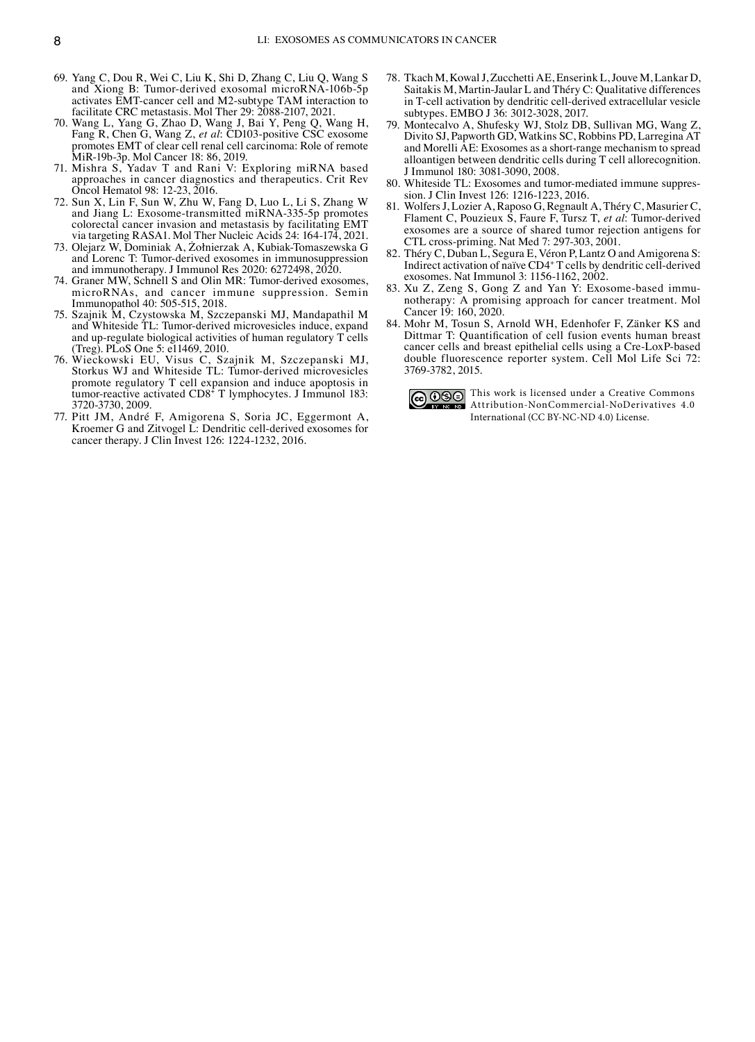69. Yang C, Dou R, Wei C, Liu K, Shi D, Zhang C, Liu Q, Wang S and Xiong B: Tumor-derived exosomal microRNA-106b-5p activates EMT-cancer cell and M2-subtype TAM interaction to facilitate CRC metastasis. Mol Ther 29: 2088-2107, 2021.
70. Wang L, Yang G, Zhao D, Wang J, Bai Y, Peng Q, Wang H, Fang R, Chen G, Wang Z, *et al*: CD103-positive CSC exosome promotes EMT of clear cell renal cell carcinoma: Role of remote MiR-19b-3p. Mol Cancer 18: 86, 2019.
71. Mishra S, Yadav T and Rani V: Exploring miRNA based approaches in cancer diagnostics and therapeutics. Crit Rev Oncol Hematol 98: 12-23, 2016.
72. Sun X, Lin F, Sun W, Zhu W, Fang D, Luo L, Li S, Zhang W and Jiang L: Exosome-transmitted miRNA-335-5p promotes colorectal cancer invasion and metastasis by facilitating EMT via targeting RASA1. Mol Ther Nucleic Acids 24: 164-174, 2021.
73. Olejarz W, Dominiak A, Żołnierzak A, Kubiak-Tomaszewska G and Lorenc T: Tumor-derived exosomes in immunosuppression and immunotherapy. J Immunol Res 2020: 6272498, 2020.
74. Graner MW, Schnell S and Olin MR: Tumor-derived exosomes, microRNAs, and cancer immune suppression. Semin Immunopathol 40: 505-515, 2018.
75. Szajnik M, Czystowska M, Szczepanski MJ, Mandapathil M and Whiteside TL: Tumor-derived microvesicles induce, expand and up-regulate biological activities of human regulatory T cells (Treg). PLoS One 5: e11469, 2010.
76. Wieckowski EU, Visus C, Szajnik M, Szczepanski MJ, Storkus WJ and Whiteside TL: Tumor-derived microvesicles promote regulatory T cell expansion and induce apoptosis in tumor-reactive activated $CD8^+$ T lymphocytes. J Immunol 183: 3720-3730, 2009.
77. Pitt JM, André F, Amigorena S, Soria JC, Eggermont A, Kroemer G and Zitvogel L: Dendritic cell-derived exosomes for cancer therapy. J Clin Invest 126: 1224-1232, 2016.
78. Tkach M, Kowal J, Zucchetti AE, Enserink L, Jouve M, Lankar D, Saitakis M, Martin-Jaular L and Théry C: Qualitative differences in T-cell activation by dendritic cell-derived extracellular vesicle subtypes. EMBO J 36: 3012-3028, 2017.
79. Montecalvo A, Shufesky WJ, Stolz DB, Sullivan MG, Wang Z, Divito SJ, Papworth GD, Watkins SC, Robbins PD, Larregina AT and Morelli AE: Exosomes as a short-range mechanism to spread alloantigen between dendritic cells during T cell allorecognition. J Immunol 180: 3081-3090, 2008.
80. Whiteside TL: Exosomes and tumor-mediated immune suppression. J Clin Invest 126: 1216-1223, 2016.
81. Wolfers J, Lozier A, Raposo G, Regnault A, Théry C, Masurier C, Flament C, Pouzieux S, Faure F, Tursz T, *et al*: Tumor-derived exosomes are a source of shared tumor rejection antigens for CTL cross-priming. Nat Med 7: 297-303, 2001.
82. Théry C, Duban L, Segura E, Véron P, Lantz O and Amigorena S: Indirect activation of naïve $CD4^+$ T cells by dendritic cell-derived exosomes. Nat Immunol 3: 1156-1162, 2002.
83. Xu Z, Zeng S, Gong Z and Yan Y: Exosome-based immunotherapy: A promising approach for cancer treatment. Mol Cancer 19: 160, 2020.
84. Mohr M, Tosun S, Arnold WH, Edenhofer F, Zänker KS and Dittmar T: Quantification of cell fusion events human breast cancer cells and breast epithelial cells using a Cre-LoxP-based double fluorescence reporter system. Cell Mol Life Sci 72: 3769-3782, 2015.

This work is licensed under a Creative Commons Attribution-NonCommercial-NoDerivatives 4.0 International (CC BY-NC-ND 4.0) License.